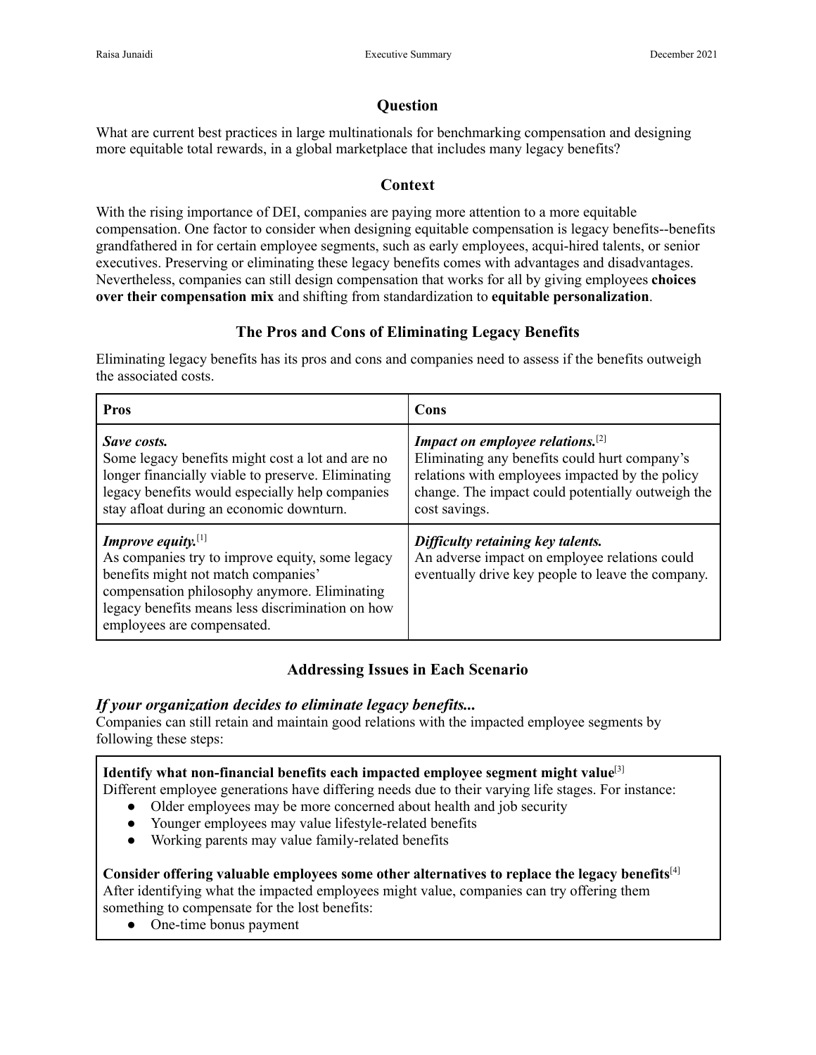## Question

What are current best practices in large multinationals for benchmarking compensation and designing more equitable total rewards, in a global marketplace that includes many legacy benefits?

## Context

With the rising importance of DEI, companies are paying more attention to a more equitable compensation. One factor to consider when designing equitable compensation is legacy benefits--benefits grandfathered in for certain employee segments, such as early employees, acqui-hired talents, or senior executives. Preserving or eliminating these legacy benefits comes with advantages and disadvantages. Nevertheless, companies can still design compensation that works for all by giving employees **choices over their compensation mix** and shifting from standardization to **equitable personalization**.

## The Pros and Cons of Eliminating Legacy Benefits

Eliminating legacy benefits has its pros and cons and companies need to assess if the benefits outweigh the associated costs.

| Pros | Cons |
|---|---|
| ***Save costs.***<br>Some legacy benefits might cost a lot and are no longer financially viable to preserve. Eliminating legacy benefits would especially help companies stay afloat during an economic downturn. | ***Impact on employee relations.***[2]<br>Eliminating any benefits could hurt company's relations with employees impacted by the policy change. The impact could potentially outweigh the cost savings. |
| ***Improve equity.***[1]<br>As companies try to improve equity, some legacy benefits might not match companies' compensation philosophy anymore. Eliminating legacy benefits means less discrimination on how employees are compensated. | ***Difficulty retaining key talents.***<br>An adverse impact on employee relations could eventually drive key people to leave the company. |

## Addressing Issues in Each Scenario

### *If your organization decides to eliminate legacy benefits...*

Companies can still retain and maintain good relations with the impacted employee segments by following these steps:

**Identify what non-financial benefits each impacted employee segment might value**[3]
Different employee generations have differing needs due to their varying life stages. For instance:

- Older employees may be more concerned about health and job security
- Younger employees may value lifestyle-related benefits
- Working parents may value family-related benefits

**Consider offering valuable employees some other alternatives to replace the legacy benefits**[4]
After identifying what the impacted employees might value, companies can try offering them something to compensate for the lost benefits:

- One-time bonus payment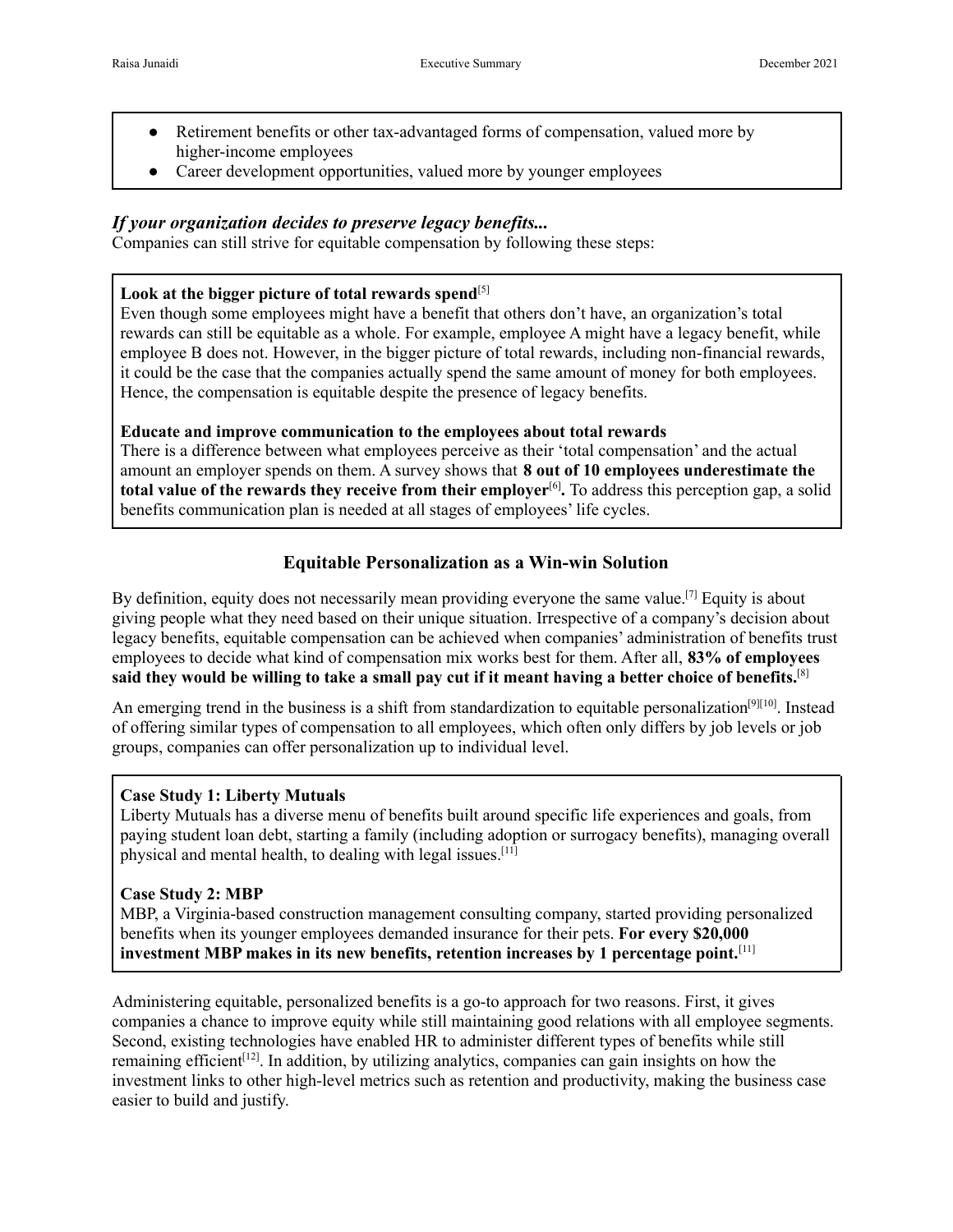- Retirement benefits or other tax-advantaged forms of compensation, valued more by higher-income employees
- Career development opportunities, valued more by younger employees

### *If your organization decides to preserve legacy benefits...*

Companies can still strive for equitable compensation by following these steps:

**Look at the bigger picture of total rewards spend**[5]

Even though some employees might have a benefit that others don't have, an organization's total rewards can still be equitable as a whole. For example, employee A might have a legacy benefit, while employee B does not. However, in the bigger picture of total rewards, including non-financial rewards, it could be the case that the companies actually spend the same amount of money for both employees. Hence, the compensation is equitable despite the presence of legacy benefits.

**Educate and improve communication to the employees about total rewards**

There is a difference between what employees perceive as their 'total compensation' and the actual amount an employer spends on them. A survey shows that **8 out of 10 employees underestimate the total value of the rewards they receive from their employer**[6]**.** To address this perception gap, a solid benefits communication plan is needed at all stages of employees' life cycles.

## Equitable Personalization as a Win-win Solution

By definition, equity does not necessarily mean providing everyone the same value.[7] Equity is about giving people what they need based on their unique situation. Irrespective of a company's decision about legacy benefits, equitable compensation can be achieved when companies' administration of benefits trust employees to decide what kind of compensation mix works best for them. After all, **83% of employees said they would be willing to take a small pay cut if it meant having a better choice of benefits.**[8]

An emerging trend in the business is a shift from standardization to equitable personalization[9][10]. Instead of offering similar types of compensation to all employees, which often only differs by job levels or job groups, companies can offer personalization up to individual level.

**Case Study 1: Liberty Mutuals**

Liberty Mutuals has a diverse menu of benefits built around specific life experiences and goals, from paying student loan debt, starting a family (including adoption or surrogacy benefits), managing overall physical and mental health, to dealing with legal issues.[11]

**Case Study 2: MBP**

MBP, a Virginia-based construction management consulting company, started providing personalized benefits when its younger employees demanded insurance for their pets. **For every $20,000 investment MBP makes in its new benefits, retention increases by 1 percentage point.**[11]

Administering equitable, personalized benefits is a go-to approach for two reasons. First, it gives companies a chance to improve equity while still maintaining good relations with all employee segments. Second, existing technologies have enabled HR to administer different types of benefits while still remaining efficient[12]. In addition, by utilizing analytics, companies can gain insights on how the investment links to other high-level metrics such as retention and productivity, making the business case easier to build and justify.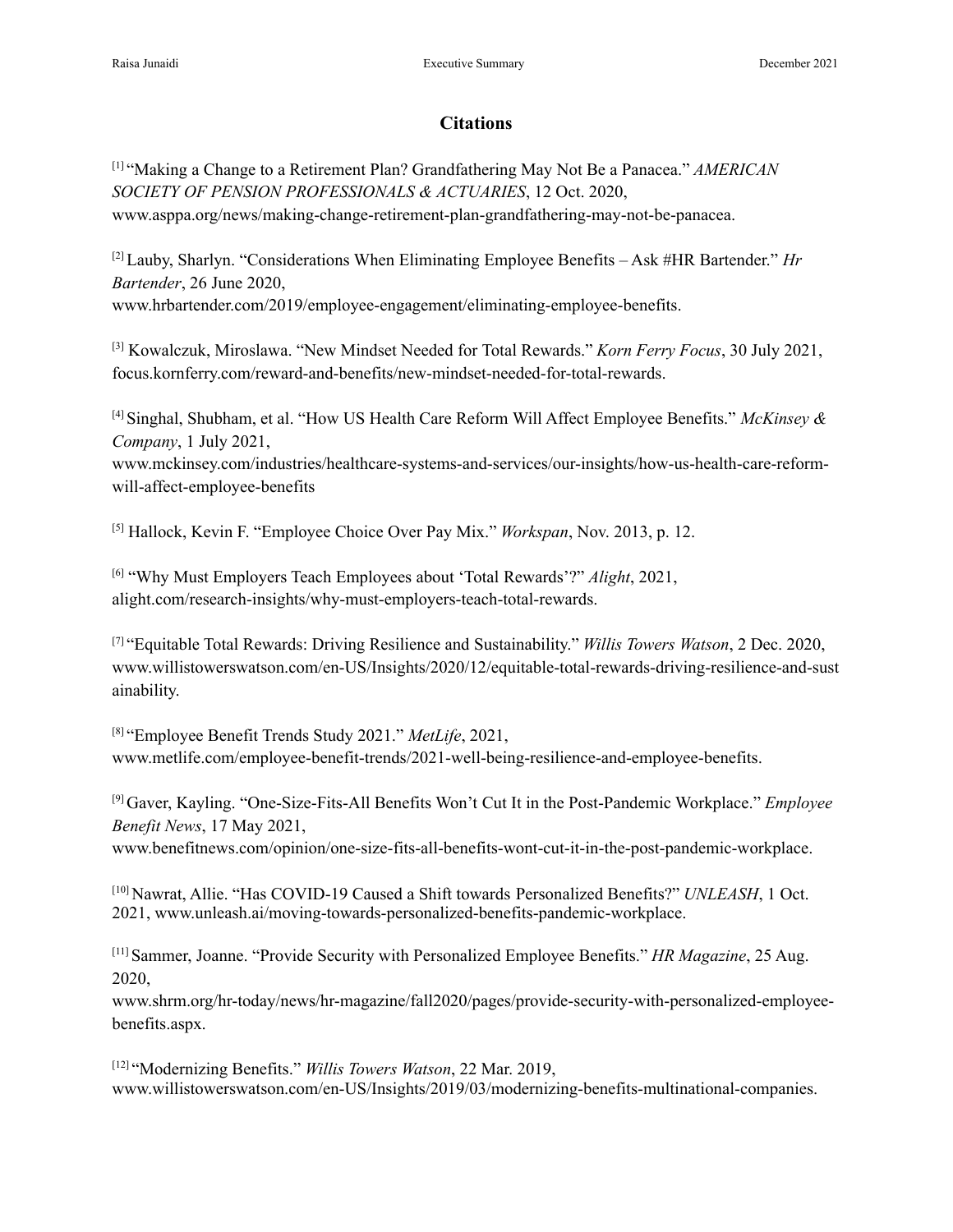## Citations

[1] "Making a Change to a Retirement Plan? Grandfathering May Not Be a Panacea." *AMERICAN SOCIETY OF PENSION PROFESSIONALS & ACTUARIES*, 12 Oct. 2020, www.asppa.org/news/making-change-retirement-plan-grandfathering-may-not-be-panacea.

[2] Lauby, Sharlyn. "Considerations When Eliminating Employee Benefits – Ask #HR Bartender." *Hr Bartender*, 26 June 2020, www.hrbartender.com/2019/employee-engagement/eliminating-employee-benefits.

[3] Kowalczuk, Miroslawa. "New Mindset Needed for Total Rewards." *Korn Ferry Focus*, 30 July 2021, focus.kornferry.com/reward-and-benefits/new-mindset-needed-for-total-rewards.

[4] Singhal, Shubham, et al. "How US Health Care Reform Will Affect Employee Benefits." *McKinsey & Company*, 1 July 2021, www.mckinsey.com/industries/healthcare-systems-and-services/our-insights/how-us-health-care-reform-will-affect-employee-benefits

[5] Hallock, Kevin F. "Employee Choice Over Pay Mix." *Workspan*, Nov. 2013, p. 12.

[6] "Why Must Employers Teach Employees about 'Total Rewards'?" *Alight*, 2021, alight.com/research-insights/why-must-employers-teach-total-rewards.

[7] "Equitable Total Rewards: Driving Resilience and Sustainability." *Willis Towers Watson*, 2 Dec. 2020, www.willistowerswatson.com/en-US/Insights/2020/12/equitable-total-rewards-driving-resilience-and-sustainability.

[8] "Employee Benefit Trends Study 2021." *MetLife*, 2021, www.metlife.com/employee-benefit-trends/2021-well-being-resilience-and-employee-benefits.

[9] Gaver, Kayling. "One-Size-Fits-All Benefits Won't Cut It in the Post-Pandemic Workplace." *Employee Benefit News*, 17 May 2021, www.benefitnews.com/opinion/one-size-fits-all-benefits-wont-cut-it-in-the-post-pandemic-workplace.

[10] Nawrat, Allie. "Has COVID-19 Caused a Shift towards Personalized Benefits?" *UNLEASH*, 1 Oct. 2021, www.unleash.ai/moving-towards-personalized-benefits-pandemic-workplace.

[11] Sammer, Joanne. "Provide Security with Personalized Employee Benefits." *HR Magazine*, 25 Aug. 2020, www.shrm.org/hr-today/news/hr-magazine/fall2020/pages/provide-security-with-personalized-employee-benefits.aspx.

[12] "Modernizing Benefits." *Willis Towers Watson*, 22 Mar. 2019, www.willistowerswatson.com/en-US/Insights/2019/03/modernizing-benefits-multinational-companies.